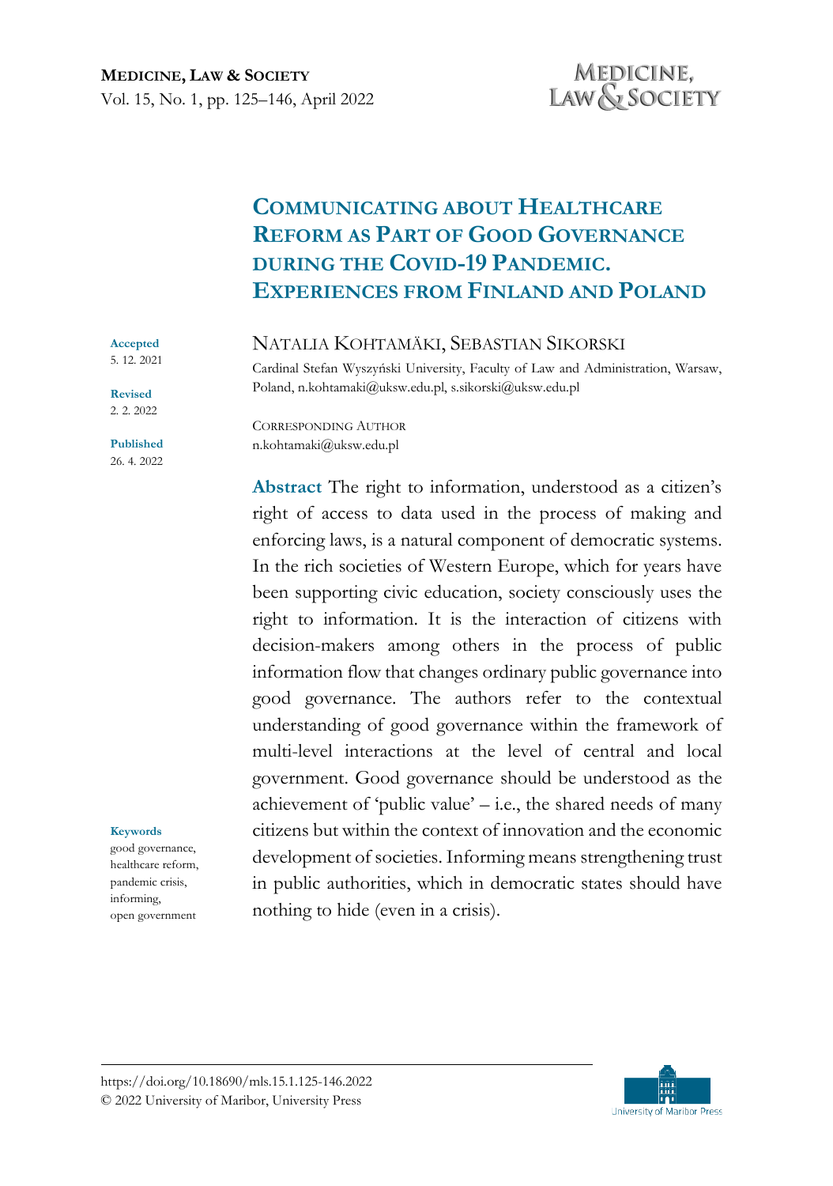# Communicating about Healthcare Reform as Part of Good Governance during the Covid-19 Pandemic. Experiences from Finland and Poland

**Accepted**
5. 12. 2021

**Revised**
2. 2. 2022

**Published**
26. 4. 2022

NATALIA KOHTAMÄKI, SEBASTIAN SIKORSKI

Cardinal Stefan Wyszyński University, Faculty of Law and Administration, Warsaw, Poland, n.kohtamaki@uksw.edu.pl, s.sikorski@uksw.edu.pl

CORRESPONDING AUTHOR
n.kohtamaki@uksw.edu.pl

**Abstract** The right to information, understood as a citizen's right of access to data used in the process of making and enforcing laws, is a natural component of democratic systems. In the rich societies of Western Europe, which for years have been supporting civic education, society consciously uses the right to information. It is the interaction of citizens with decision-makers among others in the process of public information flow that changes ordinary public governance into good governance. The authors refer to the contextual understanding of good governance within the framework of multi-level interactions at the level of central and local government. Good governance should be understood as the achievement of 'public value' – i.e., the shared needs of many citizens but within the context of innovation and the economic development of societies. Informing means strengthening trust in public authorities, which in democratic states should have nothing to hide (even in a crisis).

**Keywords**
good governance,
healthcare reform,
pandemic crisis,
informing,
open government

https://doi.org/10.18690/mls.15.1.125-146.2022
© 2022 University of Maribor, University Press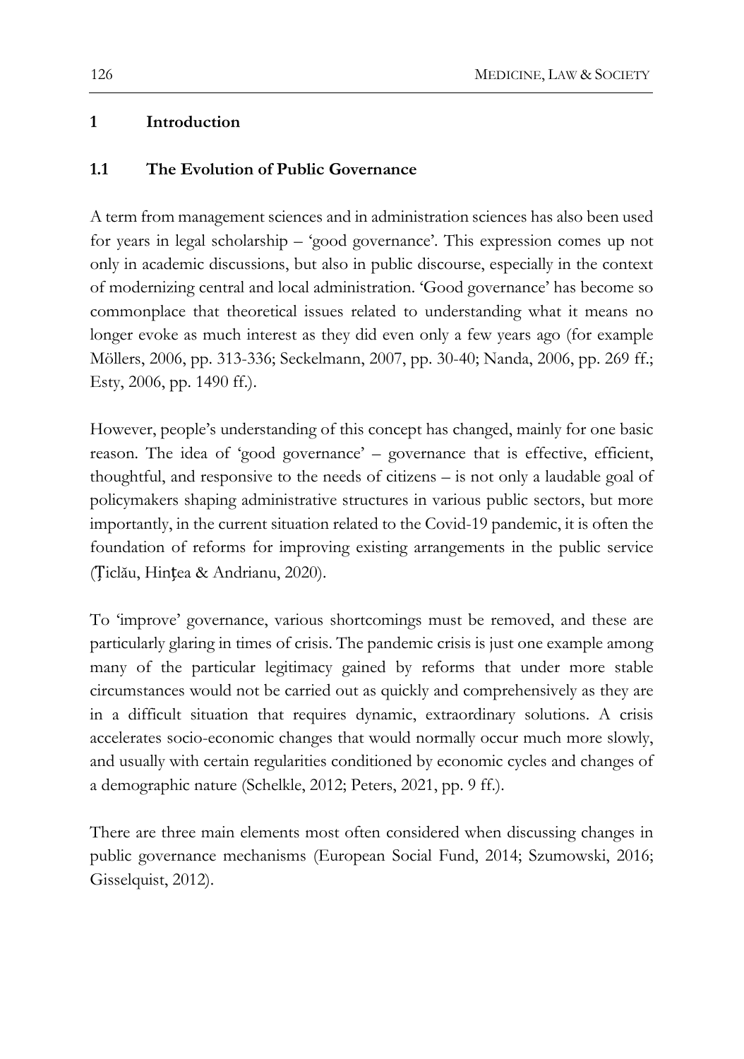## 1 Introduction

### 1.1 The Evolution of Public Governance

A term from management sciences and in administration sciences has also been used for years in legal scholarship – 'good governance'. This expression comes up not only in academic discussions, but also in public discourse, especially in the context of modernizing central and local administration. 'Good governance' has become so commonplace that theoretical issues related to understanding what it means no longer evoke as much interest as they did even only a few years ago (for example Möllers, 2006, pp. 313-336; Seckelmann, 2007, pp. 30-40; Nanda, 2006, pp. 269 ff.; Esty, 2006, pp. 1490 ff.).

However, people's understanding of this concept has changed, mainly for one basic reason. The idea of 'good governance' – governance that is effective, efficient, thoughtful, and responsive to the needs of citizens – is not only a laudable goal of policymakers shaping administrative structures in various public sectors, but more importantly, in the current situation related to the Covid-19 pandemic, it is often the foundation of reforms for improving existing arrangements in the public service (Ţiclău, Hinţea & Andrianu, 2020).

To 'improve' governance, various shortcomings must be removed, and these are particularly glaring in times of crisis. The pandemic crisis is just one example among many of the particular legitimacy gained by reforms that under more stable circumstances would not be carried out as quickly and comprehensively as they are in a difficult situation that requires dynamic, extraordinary solutions. A crisis accelerates socio-economic changes that would normally occur much more slowly, and usually with certain regularities conditioned by economic cycles and changes of a demographic nature (Schelkle, 2012; Peters, 2021, pp. 9 ff.).

There are three main elements most often considered when discussing changes in public governance mechanisms (European Social Fund, 2014; Szumowski, 2016; Gisselquist, 2012).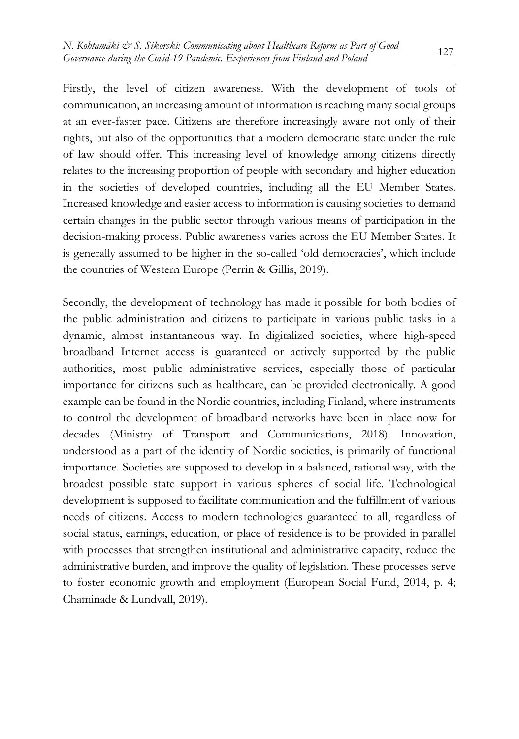Firstly, the level of citizen awareness. With the development of tools of communication, an increasing amount of information is reaching many social groups at an ever-faster pace. Citizens are therefore increasingly aware not only of their rights, but also of the opportunities that a modern democratic state under the rule of law should offer. This increasing level of knowledge among citizens directly relates to the increasing proportion of people with secondary and higher education in the societies of developed countries, including all the EU Member States. Increased knowledge and easier access to information is causing societies to demand certain changes in the public sector through various means of participation in the decision-making process. Public awareness varies across the EU Member States. It is generally assumed to be higher in the so-called 'old democracies', which include the countries of Western Europe (Perrin & Gillis, 2019).

Secondly, the development of technology has made it possible for both bodies of the public administration and citizens to participate in various public tasks in a dynamic, almost instantaneous way. In digitalized societies, where high-speed broadband Internet access is guaranteed or actively supported by the public authorities, most public administrative services, especially those of particular importance for citizens such as healthcare, can be provided electronically. A good example can be found in the Nordic countries, including Finland, where instruments to control the development of broadband networks have been in place now for decades (Ministry of Transport and Communications, 2018). Innovation, understood as a part of the identity of Nordic societies, is primarily of functional importance. Societies are supposed to develop in a balanced, rational way, with the broadest possible state support in various spheres of social life. Technological development is supposed to facilitate communication and the fulfillment of various needs of citizens. Access to modern technologies guaranteed to all, regardless of social status, earnings, education, or place of residence is to be provided in parallel with processes that strengthen institutional and administrative capacity, reduce the administrative burden, and improve the quality of legislation. These processes serve to foster economic growth and employment (European Social Fund, 2014, p. 4; Chaminade & Lundvall, 2019).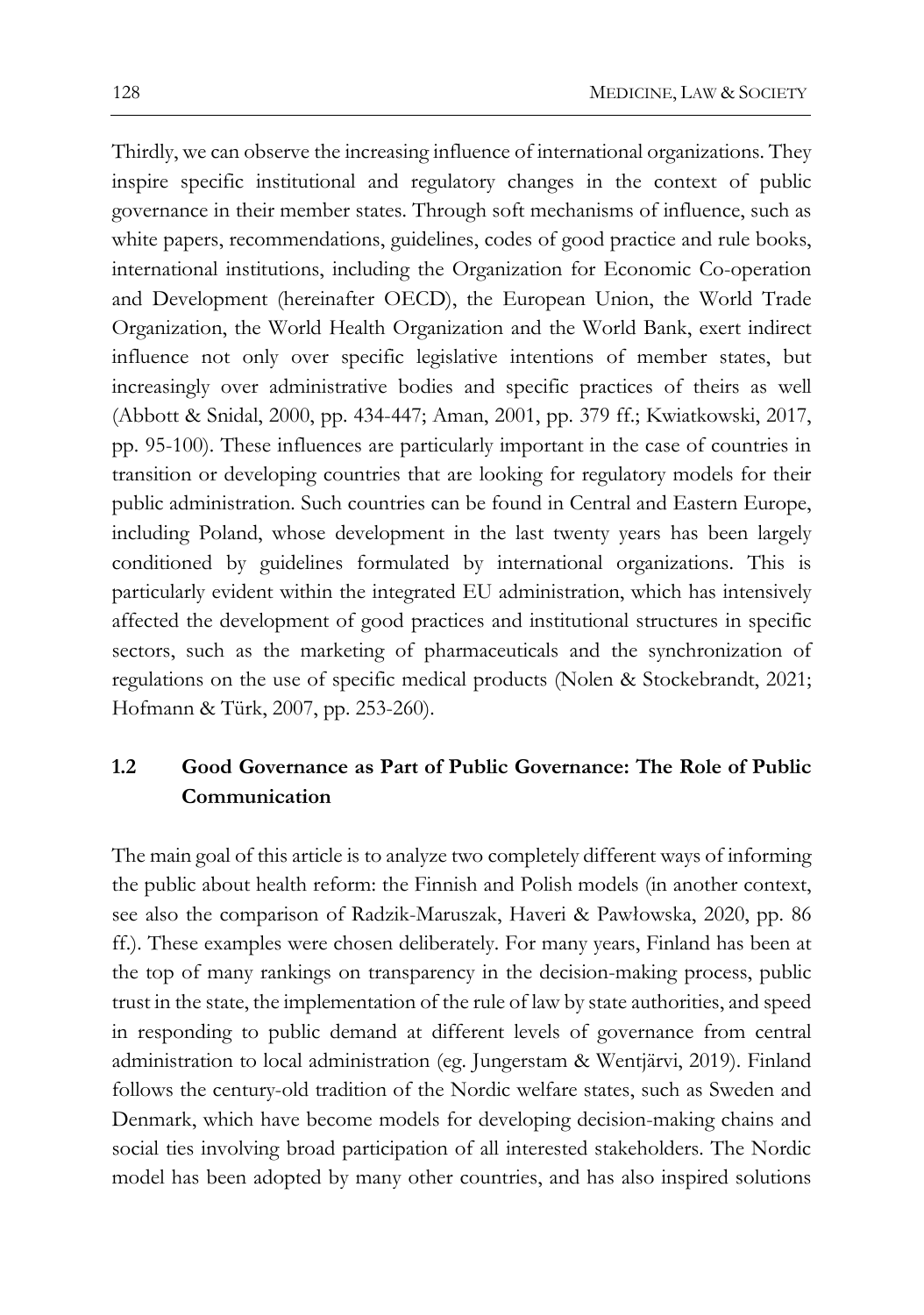Thirdly, we can observe the increasing influence of international organizations. They inspire specific institutional and regulatory changes in the context of public governance in their member states. Through soft mechanisms of influence, such as white papers, recommendations, guidelines, codes of good practice and rule books, international institutions, including the Organization for Economic Co-operation and Development (hereinafter OECD), the European Union, the World Trade Organization, the World Health Organization and the World Bank, exert indirect influence not only over specific legislative intentions of member states, but increasingly over administrative bodies and specific practices of theirs as well (Abbott & Snidal, 2000, pp. 434-447; Aman, 2001, pp. 379 ff.; Kwiatkowski, 2017, pp. 95-100). These influences are particularly important in the case of countries in transition or developing countries that are looking for regulatory models for their public administration. Such countries can be found in Central and Eastern Europe, including Poland, whose development in the last twenty years has been largely conditioned by guidelines formulated by international organizations. This is particularly evident within the integrated EU administration, which has intensively affected the development of good practices and institutional structures in specific sectors, such as the marketing of pharmaceuticals and the synchronization of regulations on the use of specific medical products (Nolen & Stockebrandt, 2021; Hofmann & Türk, 2007, pp. 253-260).

### 1.2 Good Governance as Part of Public Governance: The Role of Public Communication

The main goal of this article is to analyze two completely different ways of informing the public about health reform: the Finnish and Polish models (in another context, see also the comparison of Radzik-Maruszak, Haveri & Pawłowska, 2020, pp. 86 ff.). These examples were chosen deliberately. For many years, Finland has been at the top of many rankings on transparency in the decision-making process, public trust in the state, the implementation of the rule of law by state authorities, and speed in responding to public demand at different levels of governance from central administration to local administration (eg. Jungerstam & Wentjärvi, 2019). Finland follows the century-old tradition of the Nordic welfare states, such as Sweden and Denmark, which have become models for developing decision-making chains and social ties involving broad participation of all interested stakeholders. The Nordic model has been adopted by many other countries, and has also inspired solutions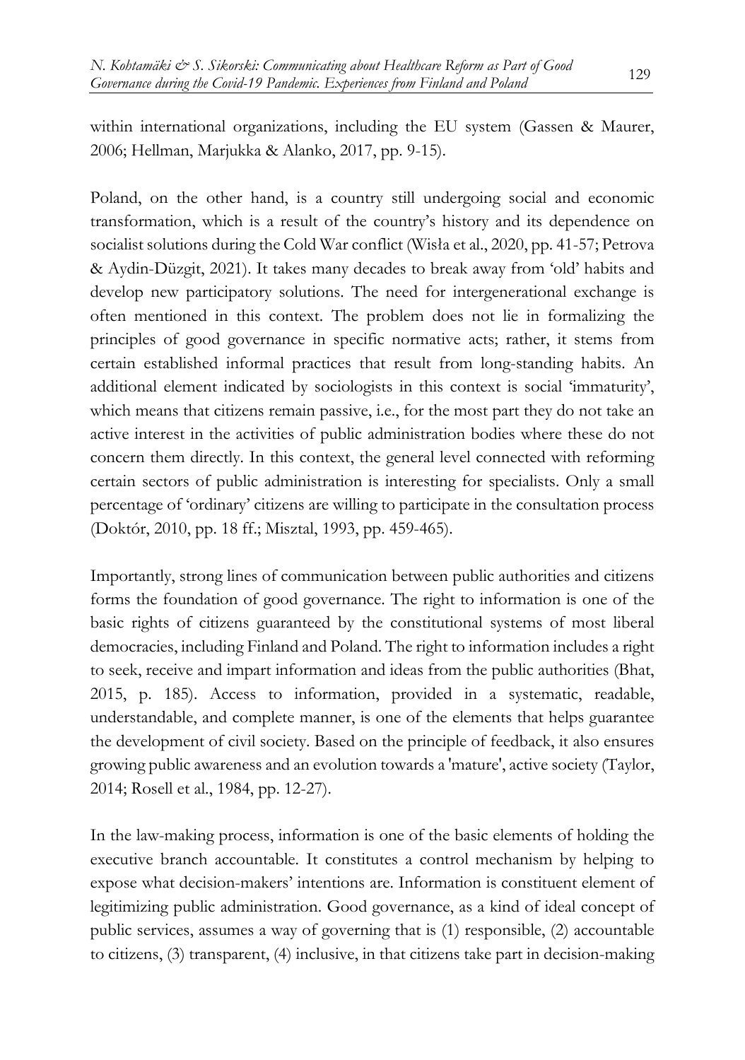within international organizations, including the EU system (Gassen & Maurer, 2006; Hellman, Marjukka & Alanko, 2017, pp. 9-15).

Poland, on the other hand, is a country still undergoing social and economic transformation, which is a result of the country's history and its dependence on socialist solutions during the Cold War conflict (Wisła et al., 2020, pp. 41-57; Petrova & Aydin-Düzgit, 2021). It takes many decades to break away from 'old' habits and develop new participatory solutions. The need for intergenerational exchange is often mentioned in this context. The problem does not lie in formalizing the principles of good governance in specific normative acts; rather, it stems from certain established informal practices that result from long-standing habits. An additional element indicated by sociologists in this context is social 'immaturity', which means that citizens remain passive, i.e., for the most part they do not take an active interest in the activities of public administration bodies where these do not concern them directly. In this context, the general level connected with reforming certain sectors of public administration is interesting for specialists. Only a small percentage of 'ordinary' citizens are willing to participate in the consultation process (Doktór, 2010, pp. 18 ff.; Misztal, 1993, pp. 459-465).

Importantly, strong lines of communication between public authorities and citizens forms the foundation of good governance. The right to information is one of the basic rights of citizens guaranteed by the constitutional systems of most liberal democracies, including Finland and Poland. The right to information includes a right to seek, receive and impart information and ideas from the public authorities (Bhat, 2015, p. 185). Access to information, provided in a systematic, readable, understandable, and complete manner, is one of the elements that helps guarantee the development of civil society. Based on the principle of feedback, it also ensures growing public awareness and an evolution towards a 'mature', active society (Taylor, 2014; Rosell et al., 1984, pp. 12-27).

In the law-making process, information is one of the basic elements of holding the executive branch accountable. It constitutes a control mechanism by helping to expose what decision-makers' intentions are. Information is constituent element of legitimizing public administration. Good governance, as a kind of ideal concept of public services, assumes a way of governing that is (1) responsible, (2) accountable to citizens, (3) transparent, (4) inclusive, in that citizens take part in decision-making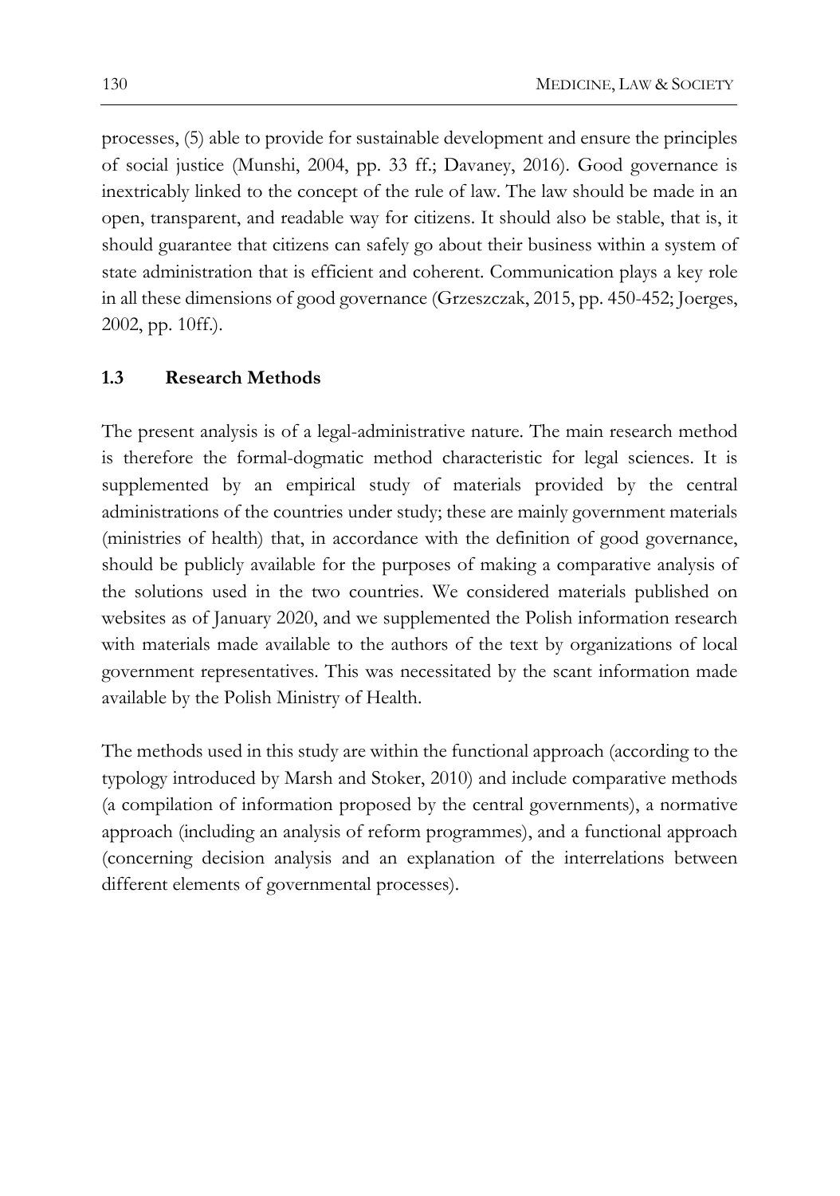processes, (5) able to provide for sustainable development and ensure the principles of social justice (Munshi, 2004, pp. 33 ff.; Davaney, 2016). Good governance is inextricably linked to the concept of the rule of law. The law should be made in an open, transparent, and readable way for citizens. It should also be stable, that is, it should guarantee that citizens can safely go about their business within a system of state administration that is efficient and coherent. Communication plays a key role in all these dimensions of good governance (Grzeszczak, 2015, pp. 450-452; Joerges, 2002, pp. 10ff.).

### 1.3 Research Methods

The present analysis is of a legal-administrative nature. The main research method is therefore the formal-dogmatic method characteristic for legal sciences. It is supplemented by an empirical study of materials provided by the central administrations of the countries under study; these are mainly government materials (ministries of health) that, in accordance with the definition of good governance, should be publicly available for the purposes of making a comparative analysis of the solutions used in the two countries. We considered materials published on websites as of January 2020, and we supplemented the Polish information research with materials made available to the authors of the text by organizations of local government representatives. This was necessitated by the scant information made available by the Polish Ministry of Health.

The methods used in this study are within the functional approach (according to the typology introduced by Marsh and Stoker, 2010) and include comparative methods (a compilation of information proposed by the central governments), a normative approach (including an analysis of reform programmes), and a functional approach (concerning decision analysis and an explanation of the interrelations between different elements of governmental processes).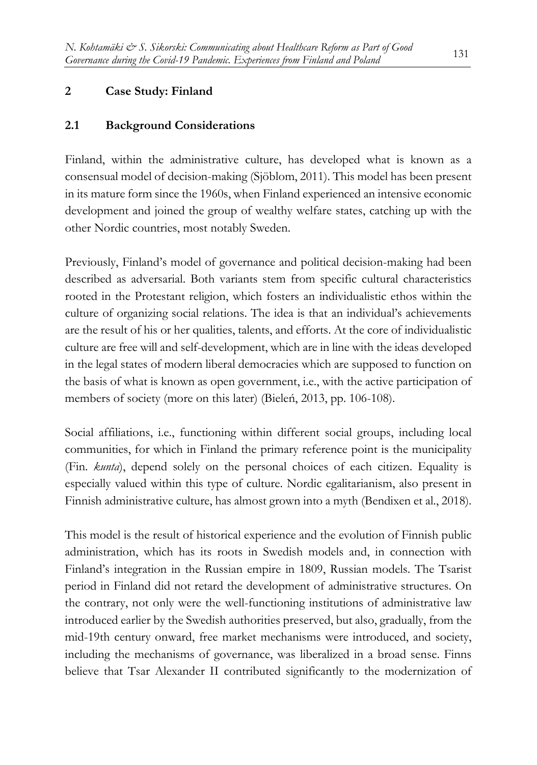## 2 Case Study: Finland

### 2.1 Background Considerations

Finland, within the administrative culture, has developed what is known as a consensual model of decision-making (Sjöblom, 2011). This model has been present in its mature form since the 1960s, when Finland experienced an intensive economic development and joined the group of wealthy welfare states, catching up with the other Nordic countries, most notably Sweden.

Previously, Finland's model of governance and political decision-making had been described as adversarial. Both variants stem from specific cultural characteristics rooted in the Protestant religion, which fosters an individualistic ethos within the culture of organizing social relations. The idea is that an individual's achievements are the result of his or her qualities, talents, and efforts. At the core of individualistic culture are free will and self-development, which are in line with the ideas developed in the legal states of modern liberal democracies which are supposed to function on the basis of what is known as open government, i.e., with the active participation of members of society (more on this later) (Bieleń, 2013, pp. 106-108).

Social affiliations, i.e., functioning within different social groups, including local communities, for which in Finland the primary reference point is the municipality (Fin. *kunta*), depend solely on the personal choices of each citizen. Equality is especially valued within this type of culture. Nordic egalitarianism, also present in Finnish administrative culture, has almost grown into a myth (Bendixen et al., 2018).

This model is the result of historical experience and the evolution of Finnish public administration, which has its roots in Swedish models and, in connection with Finland's integration in the Russian empire in 1809, Russian models. The Tsarist period in Finland did not retard the development of administrative structures. On the contrary, not only were the well-functioning institutions of administrative law introduced earlier by the Swedish authorities preserved, but also, gradually, from the mid-19th century onward, free market mechanisms were introduced, and society, including the mechanisms of governance, was liberalized in a broad sense. Finns believe that Tsar Alexander II contributed significantly to the modernization of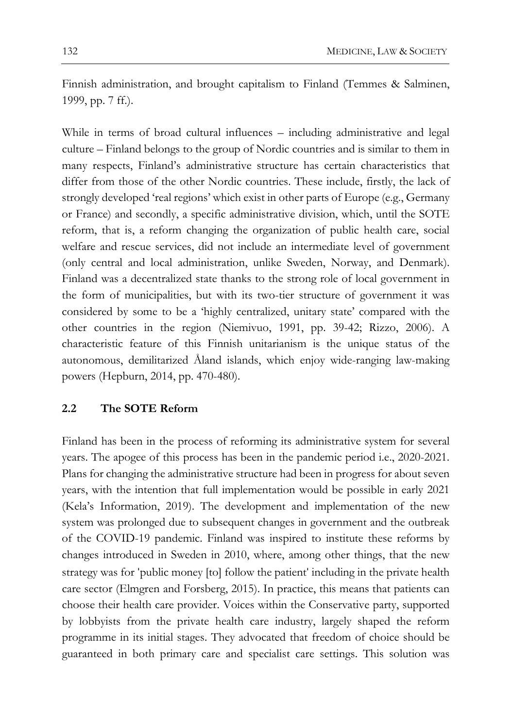Finnish administration, and brought capitalism to Finland (Temmes & Salminen, 1999, pp. 7 ff.).

While in terms of broad cultural influences – including administrative and legal culture – Finland belongs to the group of Nordic countries and is similar to them in many respects, Finland's administrative structure has certain characteristics that differ from those of the other Nordic countries. These include, firstly, the lack of strongly developed 'real regions' which exist in other parts of Europe (e.g., Germany or France) and secondly, a specific administrative division, which, until the SOTE reform, that is, a reform changing the organization of public health care, social welfare and rescue services, did not include an intermediate level of government (only central and local administration, unlike Sweden, Norway, and Denmark). Finland was a decentralized state thanks to the strong role of local government in the form of municipalities, but with its two-tier structure of government it was considered by some to be a 'highly centralized, unitary state' compared with the other countries in the region (Niemivuo, 1991, pp. 39-42; Rizzo, 2006). A characteristic feature of this Finnish unitarianism is the unique status of the autonomous, demilitarized Åland islands, which enjoy wide-ranging law-making powers (Hepburn, 2014, pp. 470-480).

### 2.2 The SOTE Reform

Finland has been in the process of reforming its administrative system for several years. The apogee of this process has been in the pandemic period i.e., 2020-2021. Plans for changing the administrative structure had been in progress for about seven years, with the intention that full implementation would be possible in early 2021 (Kela's Information, 2019). The development and implementation of the new system was prolonged due to subsequent changes in government and the outbreak of the COVID-19 pandemic. Finland was inspired to institute these reforms by changes introduced in Sweden in 2010, where, among other things, that the new strategy was for 'public money [to] follow the patient' including in the private health care sector (Elmgren and Forsberg, 2015). In practice, this means that patients can choose their health care provider. Voices within the Conservative party, supported by lobbyists from the private health care industry, largely shaped the reform programme in its initial stages. They advocated that freedom of choice should be guaranteed in both primary care and specialist care settings. This solution was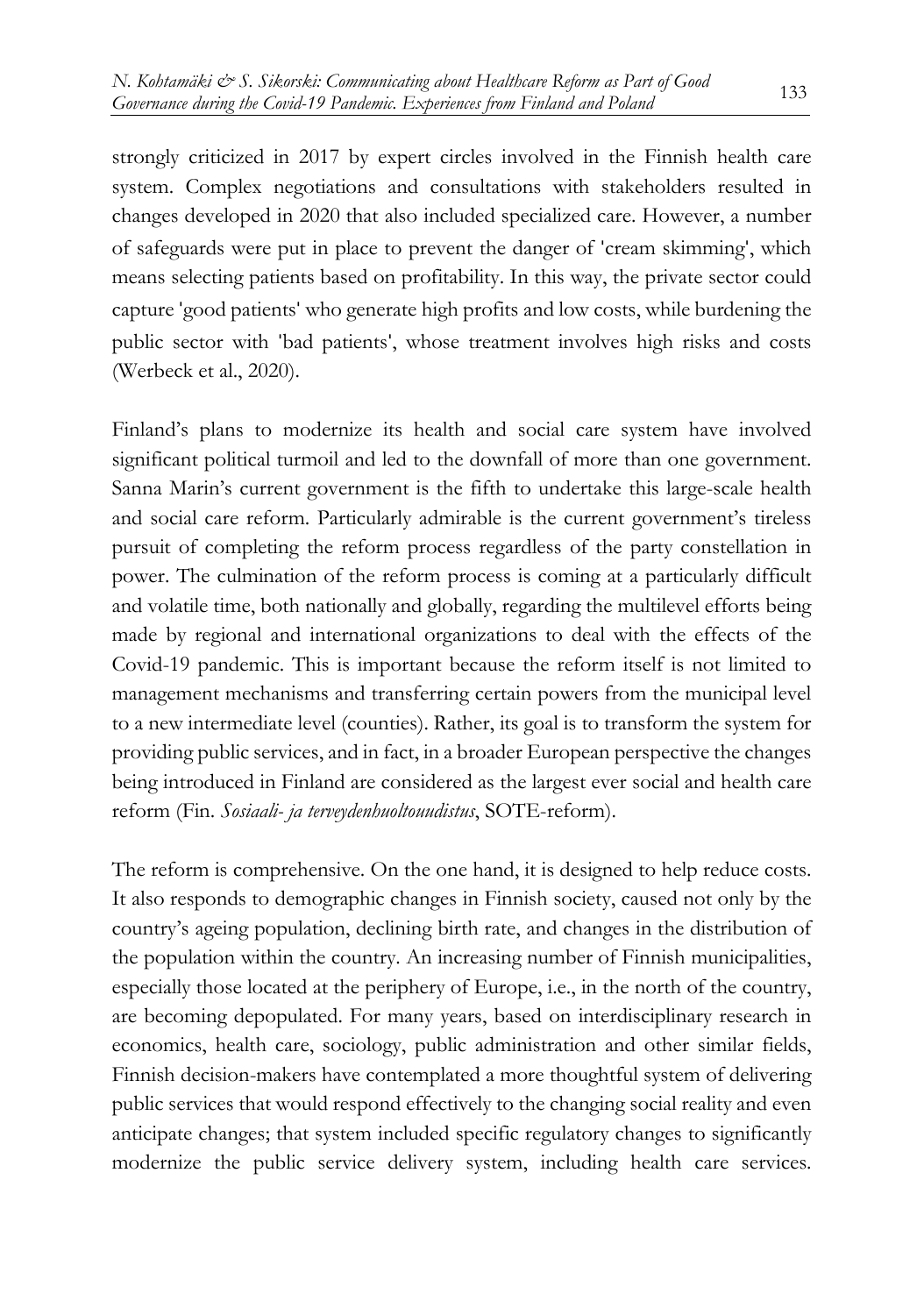strongly criticized in 2017 by expert circles involved in the Finnish health care system. Complex negotiations and consultations with stakeholders resulted in changes developed in 2020 that also included specialized care. However, a number of safeguards were put in place to prevent the danger of 'cream skimming', which means selecting patients based on profitability. In this way, the private sector could capture 'good patients' who generate high profits and low costs, while burdening the public sector with 'bad patients', whose treatment involves high risks and costs (Werbeck et al., 2020).

Finland's plans to modernize its health and social care system have involved significant political turmoil and led to the downfall of more than one government. Sanna Marin's current government is the fifth to undertake this large-scale health and social care reform. Particularly admirable is the current government's tireless pursuit of completing the reform process regardless of the party constellation in power. The culmination of the reform process is coming at a particularly difficult and volatile time, both nationally and globally, regarding the multilevel efforts being made by regional and international organizations to deal with the effects of the Covid-19 pandemic. This is important because the reform itself is not limited to management mechanisms and transferring certain powers from the municipal level to a new intermediate level (counties). Rather, its goal is to transform the system for providing public services, and in fact, in a broader European perspective the changes being introduced in Finland are considered as the largest ever social and health care reform (Fin. *Sosiaali- ja terveydenhuoltouudistus*, SOTE-reform).

The reform is comprehensive. On the one hand, it is designed to help reduce costs. It also responds to demographic changes in Finnish society, caused not only by the country's ageing population, declining birth rate, and changes in the distribution of the population within the country. An increasing number of Finnish municipalities, especially those located at the periphery of Europe, i.e., in the north of the country, are becoming depopulated. For many years, based on interdisciplinary research in economics, health care, sociology, public administration and other similar fields, Finnish decision-makers have contemplated a more thoughtful system of delivering public services that would respond effectively to the changing social reality and even anticipate changes; that system included specific regulatory changes to significantly modernize the public service delivery system, including health care services.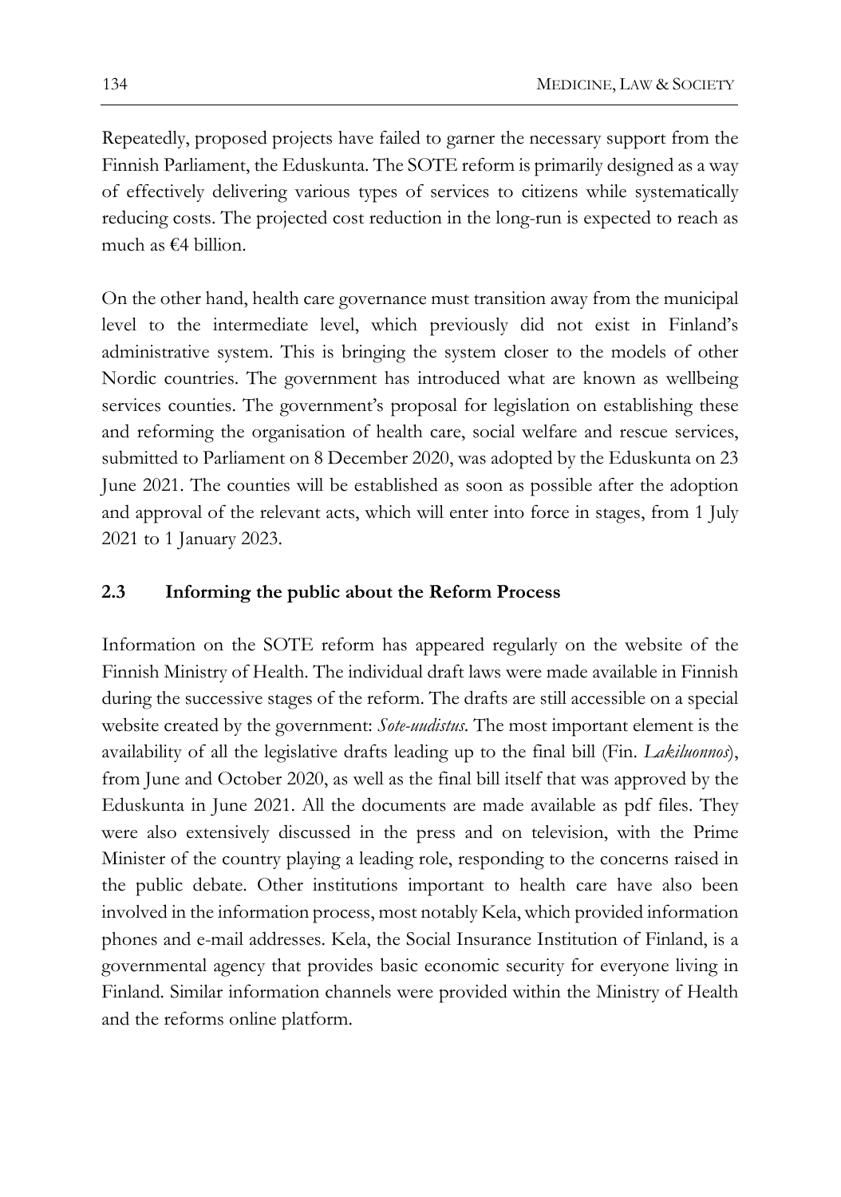Repeatedly, proposed projects have failed to garner the necessary support from the Finnish Parliament, the Eduskunta. The SOTE reform is primarily designed as a way of effectively delivering various types of services to citizens while systematically reducing costs. The projected cost reduction in the long-run is expected to reach as much as €4 billion.

On the other hand, health care governance must transition away from the municipal level to the intermediate level, which previously did not exist in Finland's administrative system. This is bringing the system closer to the models of other Nordic countries. The government has introduced what are known as wellbeing services counties. The government's proposal for legislation on establishing these and reforming the organisation of health care, social welfare and rescue services, submitted to Parliament on 8 December 2020, was adopted by the Eduskunta on 23 June 2021. The counties will be established as soon as possible after the adoption and approval of the relevant acts, which will enter into force in stages, from 1 July 2021 to 1 January 2023.

### 2.3 Informing the public about the Reform Process

Information on the SOTE reform has appeared regularly on the website of the Finnish Ministry of Health. The individual draft laws were made available in Finnish during the successive stages of the reform. The drafts are still accessible on a special website created by the government: *Sote-uudistus*. The most important element is the availability of all the legislative drafts leading up to the final bill (Fin. *Lakiluonnos*), from June and October 2020, as well as the final bill itself that was approved by the Eduskunta in June 2021. All the documents are made available as pdf files. They were also extensively discussed in the press and on television, with the Prime Minister of the country playing a leading role, responding to the concerns raised in the public debate. Other institutions important to health care have also been involved in the information process, most notably Kela, which provided information phones and e-mail addresses. Kela, the Social Insurance Institution of Finland, is a governmental agency that provides basic economic security for everyone living in Finland. Similar information channels were provided within the Ministry of Health and the reforms online platform.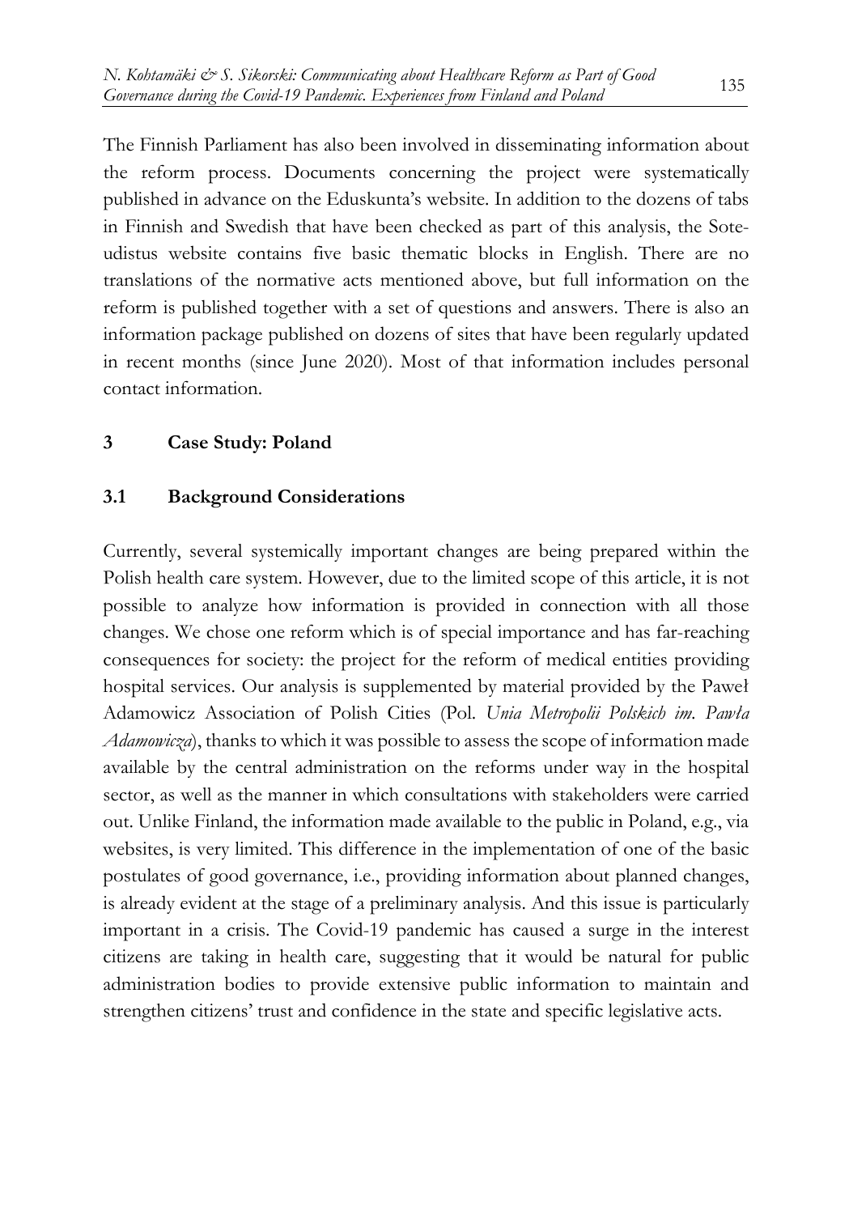The Finnish Parliament has also been involved in disseminating information about the reform process. Documents concerning the project were systematically published in advance on the Eduskunta's website. In addition to the dozens of tabs in Finnish and Swedish that have been checked as part of this analysis, the Sote-udistus website contains five basic thematic blocks in English. There are no translations of the normative acts mentioned above, but full information on the reform is published together with a set of questions and answers. There is also an information package published on dozens of sites that have been regularly updated in recent months (since June 2020). Most of that information includes personal contact information.

## 3 Case Study: Poland

### 3.1 Background Considerations

Currently, several systemically important changes are being prepared within the Polish health care system. However, due to the limited scope of this article, it is not possible to analyze how information is provided in connection with all those changes. We chose one reform which is of special importance and has far-reaching consequences for society: the project for the reform of medical entities providing hospital services. Our analysis is supplemented by material provided by the Paweł Adamowicz Association of Polish Cities (Pol. *Unia Metropolii Polskich im. Pawła Adamowicza*), thanks to which it was possible to assess the scope of information made available by the central administration on the reforms under way in the hospital sector, as well as the manner in which consultations with stakeholders were carried out. Unlike Finland, the information made available to the public in Poland, e.g., via websites, is very limited. This difference in the implementation of one of the basic postulates of good governance, i.e., providing information about planned changes, is already evident at the stage of a preliminary analysis. And this issue is particularly important in a crisis. The Covid-19 pandemic has caused a surge in the interest citizens are taking in health care, suggesting that it would be natural for public administration bodies to provide extensive public information to maintain and strengthen citizens' trust and confidence in the state and specific legislative acts.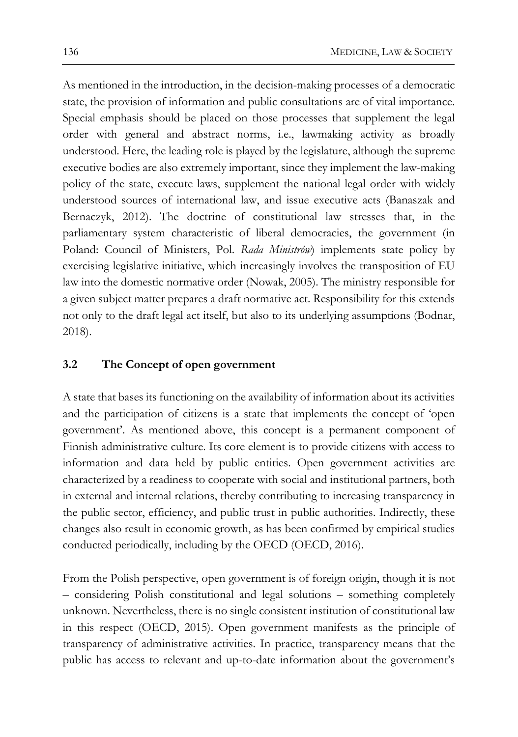As mentioned in the introduction, in the decision-making processes of a democratic state, the provision of information and public consultations are of vital importance. Special emphasis should be placed on those processes that supplement the legal order with general and abstract norms, i.e., lawmaking activity as broadly understood. Here, the leading role is played by the legislature, although the supreme executive bodies are also extremely important, since they implement the law-making policy of the state, execute laws, supplement the national legal order with widely understood sources of international law, and issue executive acts (Banaszak and Bernaczyk, 2012). The doctrine of constitutional law stresses that, in the parliamentary system characteristic of liberal democracies, the government (in Poland: Council of Ministers, Pol. *Rada Ministrów*) implements state policy by exercising legislative initiative, which increasingly involves the transposition of EU law into the domestic normative order (Nowak, 2005). The ministry responsible for a given subject matter prepares a draft normative act. Responsibility for this extends not only to the draft legal act itself, but also to its underlying assumptions (Bodnar, 2018).

### 3.2 The Concept of open government

A state that bases its functioning on the availability of information about its activities and the participation of citizens is a state that implements the concept of 'open government'. As mentioned above, this concept is a permanent component of Finnish administrative culture. Its core element is to provide citizens with access to information and data held by public entities. Open government activities are characterized by a readiness to cooperate with social and institutional partners, both in external and internal relations, thereby contributing to increasing transparency in the public sector, efficiency, and public trust in public authorities. Indirectly, these changes also result in economic growth, as has been confirmed by empirical studies conducted periodically, including by the OECD (OECD, 2016).

From the Polish perspective, open government is of foreign origin, though it is not – considering Polish constitutional and legal solutions – something completely unknown. Nevertheless, there is no single consistent institution of constitutional law in this respect (OECD, 2015). Open government manifests as the principle of transparency of administrative activities. In practice, transparency means that the public has access to relevant and up-to-date information about the government's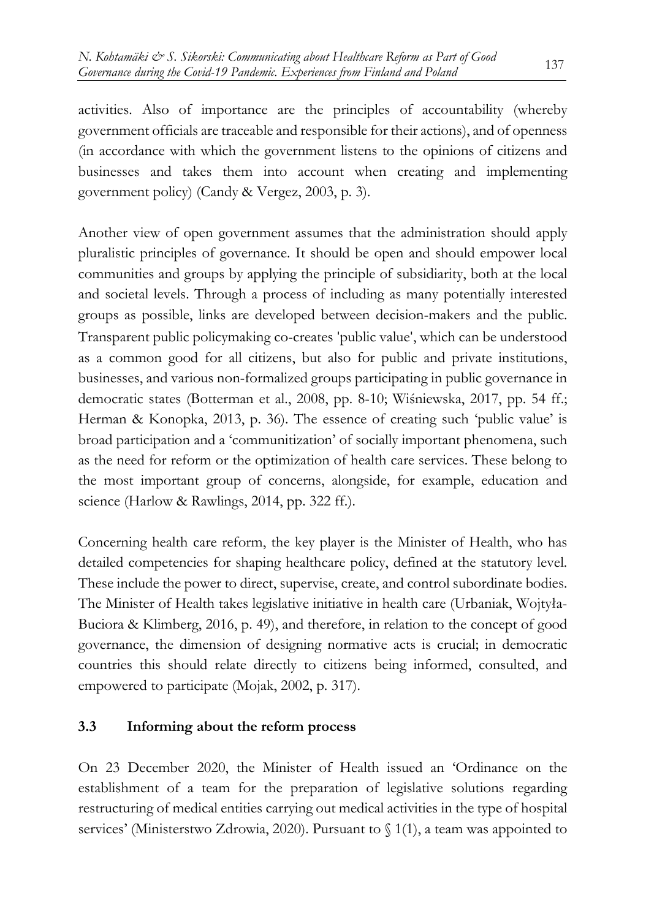activities. Also of importance are the principles of accountability (whereby government officials are traceable and responsible for their actions), and of openness (in accordance with which the government listens to the opinions of citizens and businesses and takes them into account when creating and implementing government policy) (Candy & Vergez, 2003, p. 3).

Another view of open government assumes that the administration should apply pluralistic principles of governance. It should be open and should empower local communities and groups by applying the principle of subsidiarity, both at the local and societal levels. Through a process of including as many potentially interested groups as possible, links are developed between decision-makers and the public. Transparent public policymaking co-creates 'public value', which can be understood as a common good for all citizens, but also for public and private institutions, businesses, and various non-formalized groups participating in public governance in democratic states (Botterman et al., 2008, pp. 8-10; Wiśniewska, 2017, pp. 54 ff.; Herman & Konopka, 2013, p. 36). The essence of creating such 'public value' is broad participation and a 'communitization' of socially important phenomena, such as the need for reform or the optimization of health care services. These belong to the most important group of concerns, alongside, for example, education and science (Harlow & Rawlings, 2014, pp. 322 ff.).

Concerning health care reform, the key player is the Minister of Health, who has detailed competencies for shaping healthcare policy, defined at the statutory level. These include the power to direct, supervise, create, and control subordinate bodies. The Minister of Health takes legislative initiative in health care (Urbaniak, Wojtyła-Buciora & Klimberg, 2016, p. 49), and therefore, in relation to the concept of good governance, the dimension of designing normative acts is crucial; in democratic countries this should relate directly to citizens being informed, consulted, and empowered to participate (Mojak, 2002, p. 317).

### 3.3 Informing about the reform process

On 23 December 2020, the Minister of Health issued an 'Ordinance on the establishment of a team for the preparation of legislative solutions regarding restructuring of medical entities carrying out medical activities in the type of hospital services' (Ministerstwo Zdrowia, 2020). Pursuant to § 1(1), a team was appointed to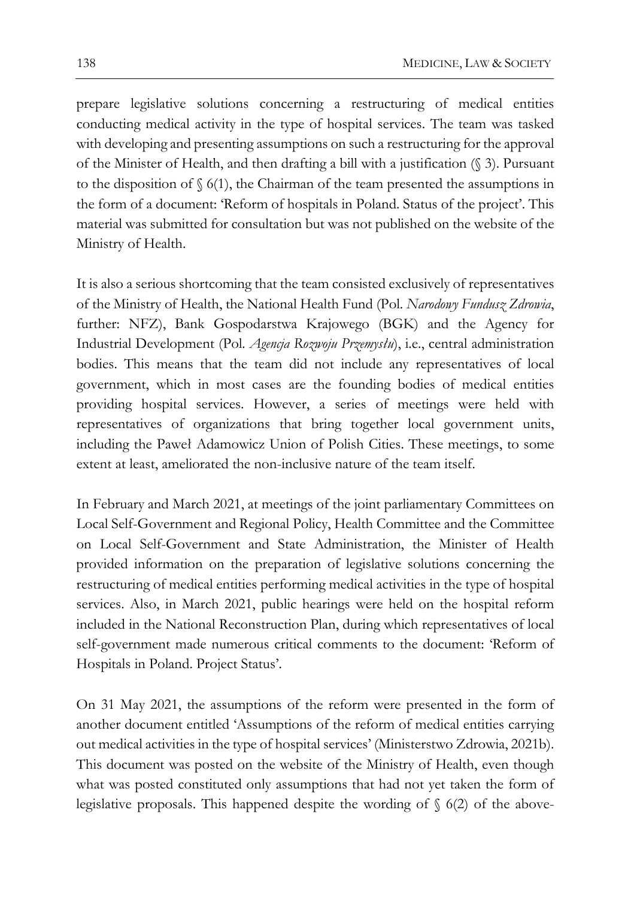prepare legislative solutions concerning a restructuring of medical entities conducting medical activity in the type of hospital services. The team was tasked with developing and presenting assumptions on such a restructuring for the approval of the Minister of Health, and then drafting a bill with a justification (§ 3). Pursuant to the disposition of § 6(1), the Chairman of the team presented the assumptions in the form of a document: 'Reform of hospitals in Poland. Status of the project'. This material was submitted for consultation but was not published on the website of the Ministry of Health.

It is also a serious shortcoming that the team consisted exclusively of representatives of the Ministry of Health, the National Health Fund (Pol. *Narodowy Fundusz Zdrowia*, further: NFZ), Bank Gospodarstwa Krajowego (BGK) and the Agency for Industrial Development (Pol. *Agencja Rozwoju Przemysłu*), i.e., central administration bodies. This means that the team did not include any representatives of local government, which in most cases are the founding bodies of medical entities providing hospital services. However, a series of meetings were held with representatives of organizations that bring together local government units, including the Paweł Adamowicz Union of Polish Cities. These meetings, to some extent at least, ameliorated the non-inclusive nature of the team itself.

In February and March 2021, at meetings of the joint parliamentary Committees on Local Self-Government and Regional Policy, Health Committee and the Committee on Local Self-Government and State Administration, the Minister of Health provided information on the preparation of legislative solutions concerning the restructuring of medical entities performing medical activities in the type of hospital services. Also, in March 2021, public hearings were held on the hospital reform included in the National Reconstruction Plan, during which representatives of local self-government made numerous critical comments to the document: 'Reform of Hospitals in Poland. Project Status'.

On 31 May 2021, the assumptions of the reform were presented in the form of another document entitled 'Assumptions of the reform of medical entities carrying out medical activities in the type of hospital services' (Ministerstwo Zdrowia, 2021b). This document was posted on the website of the Ministry of Health, even though what was posted constituted only assumptions that had not yet taken the form of legislative proposals. This happened despite the wording of § 6(2) of the above-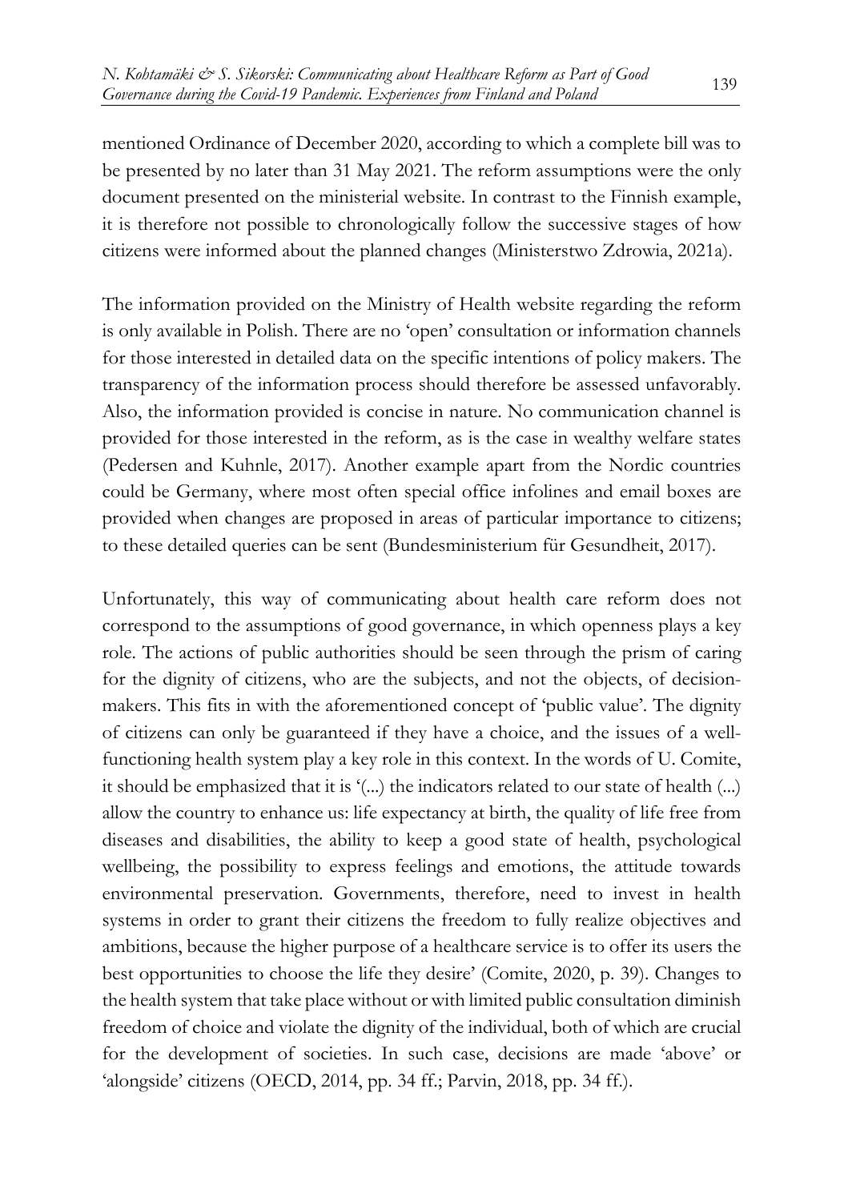mentioned Ordinance of December 2020, according to which a complete bill was to be presented by no later than 31 May 2021. The reform assumptions were the only document presented on the ministerial website. In contrast to the Finnish example, it is therefore not possible to chronologically follow the successive stages of how citizens were informed about the planned changes (Ministerstwo Zdrowia, 2021a).

The information provided on the Ministry of Health website regarding the reform is only available in Polish. There are no 'open' consultation or information channels for those interested in detailed data on the specific intentions of policy makers. The transparency of the information process should therefore be assessed unfavorably. Also, the information provided is concise in nature. No communication channel is provided for those interested in the reform, as is the case in wealthy welfare states (Pedersen and Kuhnle, 2017). Another example apart from the Nordic countries could be Germany, where most often special office infolines and email boxes are provided when changes are proposed in areas of particular importance to citizens; to these detailed queries can be sent (Bundesministerium für Gesundheit, 2017).

Unfortunately, this way of communicating about health care reform does not correspond to the assumptions of good governance, in which openness plays a key role. The actions of public authorities should be seen through the prism of caring for the dignity of citizens, who are the subjects, and not the objects, of decision-makers. This fits in with the aforementioned concept of 'public value'. The dignity of citizens can only be guaranteed if they have a choice, and the issues of a well-functioning health system play a key role in this context. In the words of U. Comite, it should be emphasized that it is '(...) the indicators related to our state of health (...) allow the country to enhance us: life expectancy at birth, the quality of life free from diseases and disabilities, the ability to keep a good state of health, psychological wellbeing, the possibility to express feelings and emotions, the attitude towards environmental preservation. Governments, therefore, need to invest in health systems in order to grant their citizens the freedom to fully realize objectives and ambitions, because the higher purpose of a healthcare service is to offer its users the best opportunities to choose the life they desire' (Comite, 2020, p. 39). Changes to the health system that take place without or with limited public consultation diminish freedom of choice and violate the dignity of the individual, both of which are crucial for the development of societies. In such case, decisions are made 'above' or 'alongside' citizens (OECD, 2014, pp. 34 ff.; Parvin, 2018, pp. 34 ff.).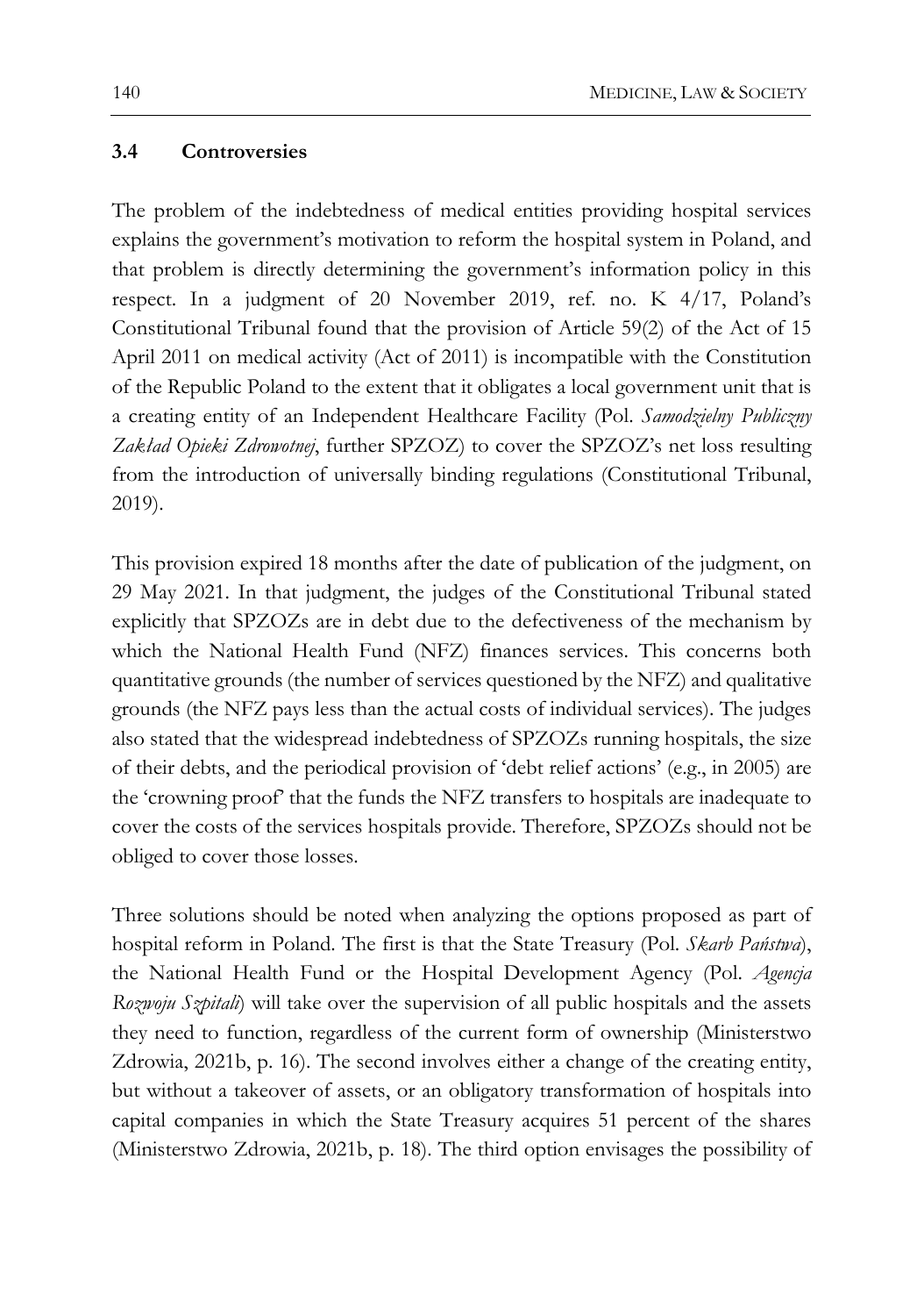### 3.4 Controversies

The problem of the indebtedness of medical entities providing hospital services explains the government's motivation to reform the hospital system in Poland, and that problem is directly determining the government's information policy in this respect. In a judgment of 20 November 2019, ref. no. K 4/17, Poland's Constitutional Tribunal found that the provision of Article 59(2) of the Act of 15 April 2011 on medical activity (Act of 2011) is incompatible with the Constitution of the Republic Poland to the extent that it obligates a local government unit that is a creating entity of an Independent Healthcare Facility (Pol. *Samodzielny Publiczny Zakład Opieki Zdrowotnej*, further SPZOZ) to cover the SPZOZ's net loss resulting from the introduction of universally binding regulations (Constitutional Tribunal, 2019).

This provision expired 18 months after the date of publication of the judgment, on 29 May 2021. In that judgment, the judges of the Constitutional Tribunal stated explicitly that SPZOZs are in debt due to the defectiveness of the mechanism by which the National Health Fund (NFZ) finances services. This concerns both quantitative grounds (the number of services questioned by the NFZ) and qualitative grounds (the NFZ pays less than the actual costs of individual services). The judges also stated that the widespread indebtedness of SPZOZs running hospitals, the size of their debts, and the periodical provision of 'debt relief actions' (e.g., in 2005) are the 'crowning proof' that the funds the NFZ transfers to hospitals are inadequate to cover the costs of the services hospitals provide. Therefore, SPZOZs should not be obliged to cover those losses.

Three solutions should be noted when analyzing the options proposed as part of hospital reform in Poland. The first is that the State Treasury (Pol. *Skarb Państwa*), the National Health Fund or the Hospital Development Agency (Pol. *Agencja Rozwoju Szpitali*) will take over the supervision of all public hospitals and the assets they need to function, regardless of the current form of ownership (Ministerstwo Zdrowia, 2021b, p. 16). The second involves either a change of the creating entity, but without a takeover of assets, or an obligatory transformation of hospitals into capital companies in which the State Treasury acquires 51 percent of the shares (Ministerstwo Zdrowia, 2021b, p. 18). The third option envisages the possibility of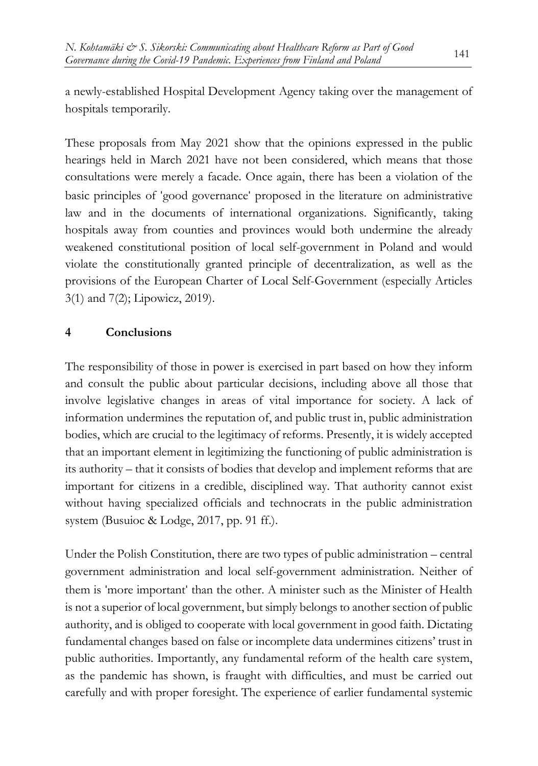a newly-established Hospital Development Agency taking over the management of hospitals temporarily.

These proposals from May 2021 show that the opinions expressed in the public hearings held in March 2021 have not been considered, which means that those consultations were merely a facade. Once again, there has been a violation of the basic principles of 'good governance' proposed in the literature on administrative law and in the documents of international organizations. Significantly, taking hospitals away from counties and provinces would both undermine the already weakened constitutional position of local self-government in Poland and would violate the constitutionally granted principle of decentralization, as well as the provisions of the European Charter of Local Self-Government (especially Articles 3(1) and 7(2); Lipowicz, 2019).

## 4 Conclusions

The responsibility of those in power is exercised in part based on how they inform and consult the public about particular decisions, including above all those that involve legislative changes in areas of vital importance for society. A lack of information undermines the reputation of, and public trust in, public administration bodies, which are crucial to the legitimacy of reforms. Presently, it is widely accepted that an important element in legitimizing the functioning of public administration is its authority – that it consists of bodies that develop and implement reforms that are important for citizens in a credible, disciplined way. That authority cannot exist without having specialized officials and technocrats in the public administration system (Busuioc & Lodge, 2017, pp. 91 ff.).

Under the Polish Constitution, there are two types of public administration – central government administration and local self-government administration. Neither of them is 'more important' than the other. A minister such as the Minister of Health is not a superior of local government, but simply belongs to another section of public authority, and is obliged to cooperate with local government in good faith. Dictating fundamental changes based on false or incomplete data undermines citizens' trust in public authorities. Importantly, any fundamental reform of the health care system, as the pandemic has shown, is fraught with difficulties, and must be carried out carefully and with proper foresight. The experience of earlier fundamental systemic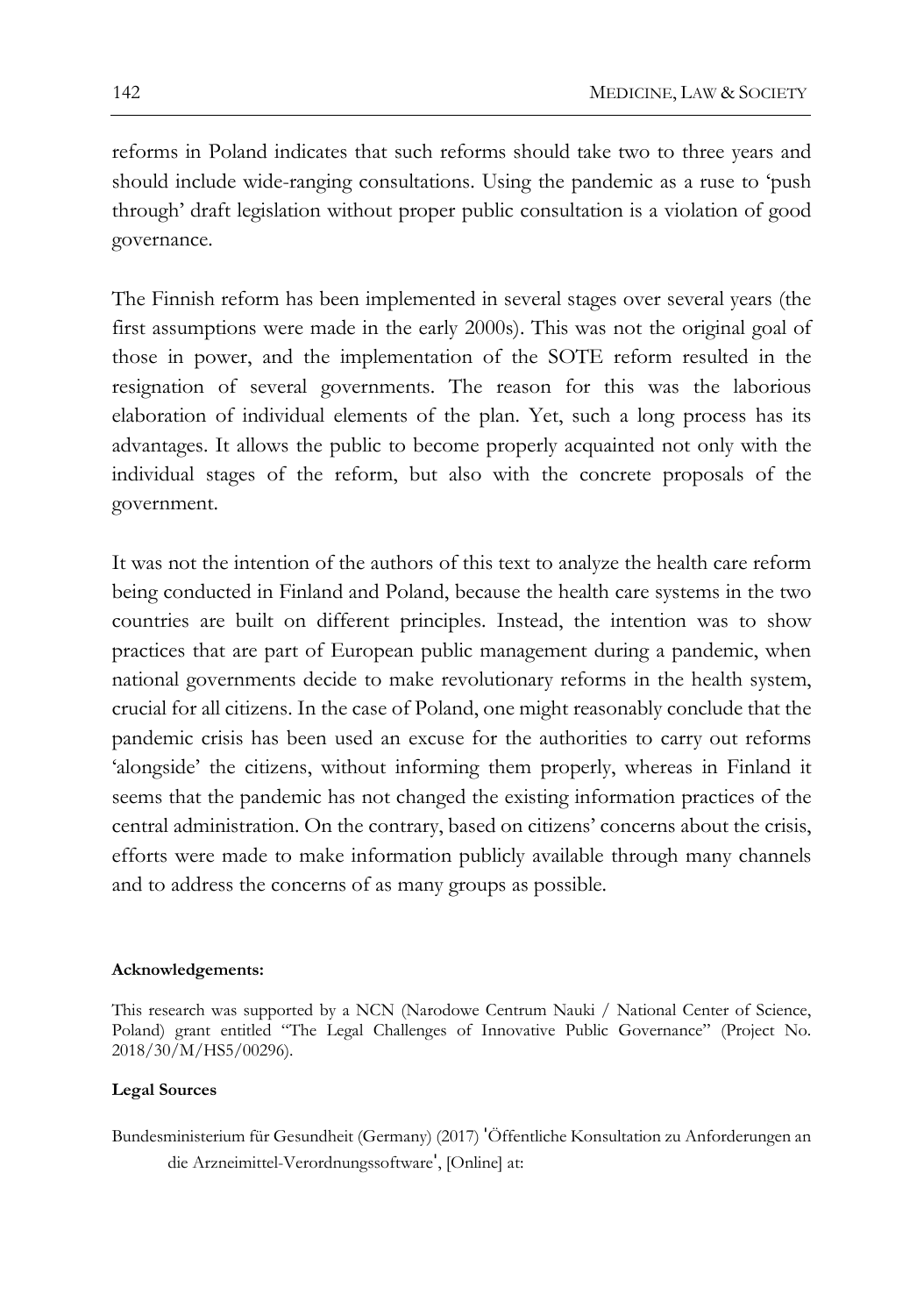reforms in Poland indicates that such reforms should take two to three years and should include wide-ranging consultations. Using the pandemic as a ruse to 'push through' draft legislation without proper public consultation is a violation of good governance.

The Finnish reform has been implemented in several stages over several years (the first assumptions were made in the early 2000s). This was not the original goal of those in power, and the implementation of the SOTE reform resulted in the resignation of several governments. The reason for this was the laborious elaboration of individual elements of the plan. Yet, such a long process has its advantages. It allows the public to become properly acquainted not only with the individual stages of the reform, but also with the concrete proposals of the government.

It was not the intention of the authors of this text to analyze the health care reform being conducted in Finland and Poland, because the health care systems in the two countries are built on different principles. Instead, the intention was to show practices that are part of European public management during a pandemic, when national governments decide to make revolutionary reforms in the health system, crucial for all citizens. In the case of Poland, one might reasonably conclude that the pandemic crisis has been used an excuse for the authorities to carry out reforms 'alongside' the citizens, without informing them properly, whereas in Finland it seems that the pandemic has not changed the existing information practices of the central administration. On the contrary, based on citizens' concerns about the crisis, efforts were made to make information publicly available through many channels and to address the concerns of as many groups as possible.

**Acknowledgements:**

This research was supported by a NCN (Narodowe Centrum Nauki / National Center of Science, Poland) grant entitled "The Legal Challenges of Innovative Public Governance" (Project No. 2018/30/M/HS5/00296).

**Legal Sources**

Bundesministerium für Gesundheit (Germany) (2017) 'Öffentliche Konsultation zu Anforderungen an die Arzneimittel-Verordnungssoftware', [Online] at: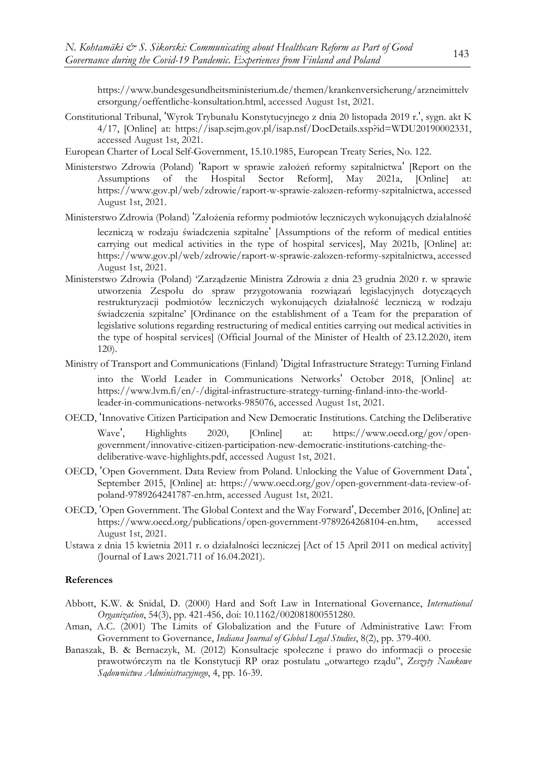https://www.bundesgesundheitsministerium.de/themen/krankenversicherung/arzneimittelversorgung/oeffentliche-konsultation.html, accessed August 1st, 2021.

Constitutional Tribunal, 'Wyrok Trybunału Konstytucyjnego z dnia 20 listopada 2019 r.', sygn. akt K 4/17, [Online] at: https://isap.sejm.gov.pl/isap.nsf/DocDetails.xsp?id=WDU20190002331, accessed August 1st, 2021.

European Charter of Local Self-Government, 15.10.1985, European Treaty Series, No. 122.

Ministerstwo Zdrowia (Poland) 'Raport w sprawie założeń reformy szpitalnictwa' [Report on the Assumptions of the Hospital Sector Reform], May 2021a, [Online] at: https://www.gov.pl/web/zdrowie/raport-w-sprawie-zalozen-reformy-szpitalnictwa, accessed August 1st, 2021.

Ministerstwo Zdrowia (Poland) 'Założenia reformy podmiotów leczniczych wykonujących działalność leczniczą w rodzaju świadczenia szpitalne' [Assumptions of the reform of medical entities carrying out medical activities in the type of hospital services], May 2021b, [Online] at: https://www.gov.pl/web/zdrowie/raport-w-sprawie-zalozen-reformy-szpitalnictwa, accessed August 1st, 2021.

Ministerstwo Zdrowia (Poland) 'Zarządzenie Ministra Zdrowia z dnia 23 grudnia 2020 r. w sprawie utworzenia Zespołu do spraw przygotowania rozwiązań legislacyjnych dotyczących restrukturyzacji podmiotów leczniczych wykonujących działalność leczniczą w rodzaju świadczenia szpitalne' [Ordinance on the establishment of a Team for the preparation of legislative solutions regarding restructuring of medical entities carrying out medical activities in the type of hospital services] (Official Journal of the Minister of Health of 23.12.2020, item 120).

Ministry of Transport and Communications (Finland) 'Digital Infrastructure Strategy: Turning Finland into the World Leader in Communications Networks' October 2018, [Online] at: https://www.lvm.fi/en/-/digital-infrastructure-strategy-turning-finland-into-the-world-leader-in-communications-networks-985076, accessed August 1st, 2021.

OECD, 'Innovative Citizen Participation and New Democratic Institutions. Catching the Deliberative Wave', Highlights 2020, [Online] at: https://www.oecd.org/gov/open-government/innovative-citizen-participation-new-democratic-institutions-catching-the-deliberative-wave-highlights.pdf, accessed August 1st, 2021.

OECD, 'Open Government. Data Review from Poland. Unlocking the Value of Government Data', September 2015, [Online] at: https://www.oecd.org/gov/open-government-data-review-of-poland-9789264241787-en.htm, accessed August 1st, 2021.

OECD, 'Open Government. The Global Context and the Way Forward', December 2016, [Online] at: https://www.oecd.org/publications/open-government-9789264268104-en.htm, accessed August 1st, 2021.

Ustawa z dnia 15 kwietnia 2011 r. o działalności leczniczej [Act of 15 April 2011 on medical activity] (Journal of Laws 2021.711 of 16.04.2021).

**References**

Abbott, K.W. & Snidal, D. (2000) Hard and Soft Law in International Governance, *International Organization*, 54(3), pp. 421-456, doi: 10.1162/002081800551280.

Aman, A.C. (2001) The Limits of Globalization and the Future of Administrative Law: From Government to Governance, *Indiana Journal of Global Legal Studies*, 8(2), pp. 379-400.

Banaszak, B. & Bernaczyk, M. (2012) Konsultacje społeczne i prawo do informacji o procesie prawotwórczym na tle Konstytucji RP oraz postulatu „otwartego rządu", *Zeszyty Naukowe Sądownictwa Administracyjnego*, 4, pp. 16-39.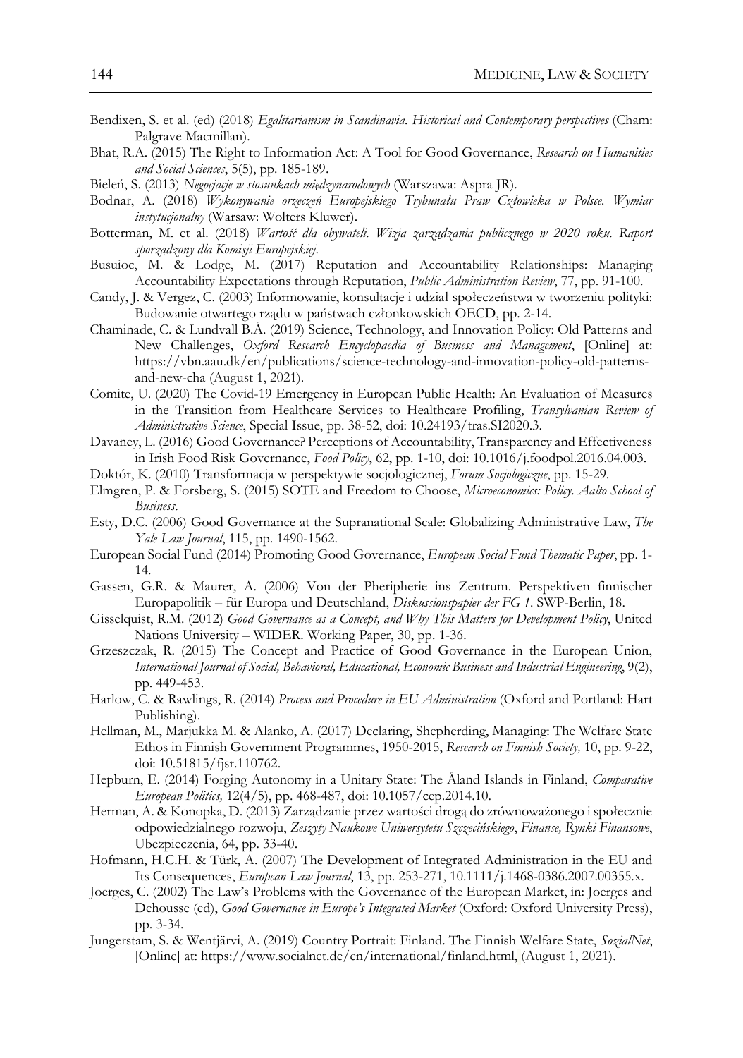Bendixen, S. et al. (ed) (2018) *Egalitarianism in Scandinavia. Historical and Contemporary perspectives* (Cham: Palgrave Macmillan).

Bhat, R.A. (2015) The Right to Information Act: A Tool for Good Governance, *Research on Humanities and Social Sciences*, 5(5), pp. 185-189.

Bieleń, S. (2013) *Negocjacje w stosunkach międzynarodowych* (Warszawa: Aspra JR).

Bodnar, A. (2018) *Wykonywanie orzeczeń Europejskiego Trybunału Praw Człowieka w Polsce. Wymiar instytucjonalny* (Warsaw: Wolters Kluwer).

Botterman, M. et al. (2018) *Wartość dla obywateli. Wizja zarządzania publicznego w 2020 roku. Raport sporządzony dla Komisji Europejskiej*.

Busuioc, M. & Lodge, M. (2017) Reputation and Accountability Relationships: Managing Accountability Expectations through Reputation, *Public Administration Review*, 77, pp. 91-100.

Candy, J. & Vergez, C. (2003) Informowanie, konsultacje i udział społeczeństwa w tworzeniu polityki: Budowanie otwartego rządu w państwach członkowskich OECD, pp. 2-14.

Chaminade, C. & Lundvall B.Å. (2019) Science, Technology, and Innovation Policy: Old Patterns and New Challenges, *Oxford Research Encyclopaedia of Business and Management*, [Online] at: https://vbn.aau.dk/en/publications/science-technology-and-innovation-policy-old-patterns-and-new-cha (August 1, 2021).

Comite, U. (2020) The Covid-19 Emergency in European Public Health: An Evaluation of Measures in the Transition from Healthcare Services to Healthcare Profiling, *Transylvanian Review of Administrative Science*, Special Issue, pp. 38-52, doi: 10.24193/tras.SI2020.3.

Davaney, L. (2016) Good Governance? Perceptions of Accountability, Transparency and Effectiveness in Irish Food Risk Governance, *Food Policy*, 62, pp. 1-10, doi: 10.1016/j.foodpol.2016.04.003.

Doktór, K. (2010) Transformacja w perspektywie socjologicznej, *Forum Socjologiczne*, pp. 15-29.

Elmgren, P. & Forsberg, S. (2015) SOTE and Freedom to Choose, *Microeconomics: Policy. Aalto School of Business*.

Esty, D.C. (2006) Good Governance at the Supranational Scale: Globalizing Administrative Law, *The Yale Law Journal*, 115, pp. 1490-1562.

European Social Fund (2014) Promoting Good Governance, *European Social Fund Thematic Paper*, pp. 1-14.

Gassen, G.R. & Maurer, A. (2006) Von der Pheripherie ins Zentrum. Perspektiven finnischer Europapolitik – für Europa und Deutschland, *Diskussionspapier der FG 1*. SWP-Berlin, 18.

Gisselquist, R.M. (2012) *Good Governance as a Concept, and Why This Matters for Development Policy*, United Nations University – WIDER. Working Paper, 30, pp. 1-36.

Grzeszczak, R. (2015) The Concept and Practice of Good Governance in the European Union, *International Journal of Social, Behavioral, Educational, Economic Business and Industrial Engineering*, 9(2), pp. 449-453.

Harlow, C. & Rawlings, R. (2014) *Process and Procedure in EU Administration* (Oxford and Portland: Hart Publishing).

Hellman, M., Marjukka M. & Alanko, A. (2017) Declaring, Shepherding, Managing: The Welfare State Ethos in Finnish Government Programmes, 1950-2015, *Research on Finnish Society,* 10, pp. 9-22, doi: 10.51815/fjsr.110762.

Hepburn, E. (2014) Forging Autonomy in a Unitary State: The Åland Islands in Finland, *Comparative European Politics,* 12(4/5), pp. 468-487, doi: 10.1057/cep.2014.10.

Herman, A. & Konopka, D. (2013) Zarządzanie przez wartości drogą do zrównoważonego i społecznie odpowiedzialnego rozwoju, *Zeszyty Naukowe Uniwersytetu Szczecińskiego*, *Finanse, Rynki Finansowe*, Ubezpieczenia, 64, pp. 33-40.

Hofmann, H.C.H. & Türk, A. (2007) The Development of Integrated Administration in the EU and Its Consequences, *European Law Journal*, 13, pp. 253-271, 10.1111/j.1468-0386.2007.00355.x.

Joerges, C. (2002) The Law's Problems with the Governance of the European Market, in: Joerges and Dehousse (ed), *Good Governance in Europe's Integrated Market* (Oxford: Oxford University Press), pp. 3-34.

Jungerstam, S. & Wentjärvi, A. (2019) Country Portrait: Finland. The Finnish Welfare State, *SozialNet*, [Online] at: https://www.socialnet.de/en/international/finland.html, (August 1, 2021).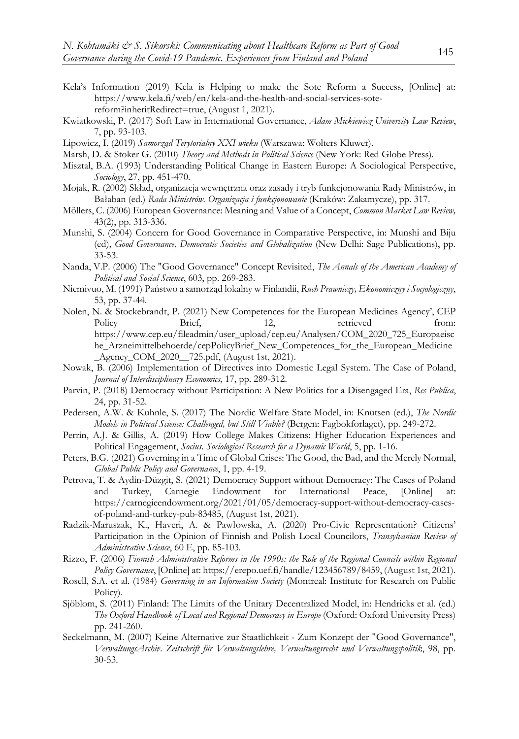Kela's Information (2019) Kela is Helping to make the Sote Reform a Success, [Online] at: https://www.kela.fi/web/en/kela-and-the-health-and-social-services-sote-reform?inheritRedirect=true, (August 1, 2021).

Kwiatkowski, P. (2017) Soft Law in International Governance, *Adam Mickiewicz University Law Review*, 7, pp. 93-103.

Lipowicz, I. (2019) *Samorząd Terytorialny XXI wieku* (Warszawa: Wolters Kluwer).

Marsh, D. & Stoker G. (2010) *Theory and Methods in Political Science* (New York: Red Globe Press).

Misztal, B.A. (1993) Understanding Political Change in Eastern Europe: A Sociological Perspective, *Sociology*, 27, pp. 451-470.

Mojak, R. (2002) Skład, organizacja wewnętrzna oraz zasady i tryb funkcjonowania Rady Ministrów, in Bałaban (ed.) *Rada Ministrów. Organizacja i funkcjonowanie* (Kraków: Zakamycze), pp. 317.

Möllers, C. (2006) European Governance: Meaning and Value of a Concept, *Common Market Law Review,* 43(2), pp. 313-336.

Munshi, S. (2004) Concern for Good Governance in Comparative Perspective, in: Munshi and Biju (ed), *Good Governance, Democratic Societies and Globalization* (New Delhi: Sage Publications), pp. 33-53.

Nanda, V.P. (2006) The "Good Governance" Concept Revisited, *The Annals of the American Academy of Political and Social Science*, 603, pp. 269-283.

Niemivuo, M. (1991) Państwo a samorząd lokalny w Finlandii, *Ruch Prawniczy, Ekonomiczny i Socjologiczny*, 53, pp. 37-44.

Nolen, N. & Stockebrandt, P. (2021) New Competences for the European Medicines Agency', CEP Policy Brief, 12, retrieved from: https://www.cep.eu/fileadmin/user_upload/cep.eu/Analysen/COM_2020_725_Europaeische_Arzneimittelbehoerde/cepPolicyBrief_New_Competences_for_the_European_Medicine_Agency_COM_2020__725.pdf, (August 1st, 2021).

Nowak, B. (2006) Implementation of Directives into Domestic Legal System. The Case of Poland, *Journal of Interdisciplinary Economics*, 17, pp. 289-312.

Parvin, P. (2018) Democracy without Participation: A New Politics for a Disengaged Era, *Res Publica*, 24, pp. 31-52.

Pedersen, A.W. & Kuhnle, S. (2017) The Nordic Welfare State Model, in: Knutsen (ed.), *The Nordic Models in Political Science: Challenged, but Still Viable?* (Bergen: Fagbokforlaget), pp. 249-272.

Perrin, A.J. & Gillis, A. (2019) How College Makes Citizens: Higher Education Experiences and Political Engagement, *Socius. Sociological Research for a Dynamic World*, 5, pp. 1-16.

Peters, B.G. (2021) Governing in a Time of Global Crises: The Good, the Bad, and the Merely Normal, *Global Public Policy and Governance*, 1, pp. 4-19.

Petrova, T. & Aydin-Düzgit, S. (2021) Democracy Support without Democracy: The Cases of Poland and Turkey, Carnegie Endowment for International Peace, [Online] at: https://carnegieendowment.org/2021/01/05/democracy-support-without-democracy-cases-of-poland-and-turkey-pub-83485, (August 1st, 2021).

Radzik-Maruszak, K., Haveri, A. & Pawłowska, A. (2020) Pro-Civic Representation? Citizens' Participation in the Opinion of Finnish and Polish Local Councilors, *Transylvanian Review of Administrative Science*, 60 E, pp. 85-103.

Rizzo, F. (2006) *Finnish Administrative Reforms in the 1990s: the Role of the Regional Councils within Regional Policy Governance*, [Online] at: https://erepo.uef.fi/handle/123456789/8459, (August 1st, 2021).

Rosell, S.A. et al. (1984) *Governing in an Information Society* (Montreal: Institute for Research on Public Policy).

Sjöblom, S. (2011) Finland: The Limits of the Unitary Decentralized Model, in: Hendricks et al. (ed.) *The Oxford Handbook of Local and Regional Democracy in Europe* (Oxford: Oxford University Press) pp. 241-260.

Seckelmann, M. (2007) Keine Alternative zur Staatlichkeit - Zum Konzept der "Good Governance", *VerwaltungsArchiv. Zeitschrift für Verwaltungslehre, Verwaltungsrecht und Verwaltungspolitik*, 98, pp. 30-53.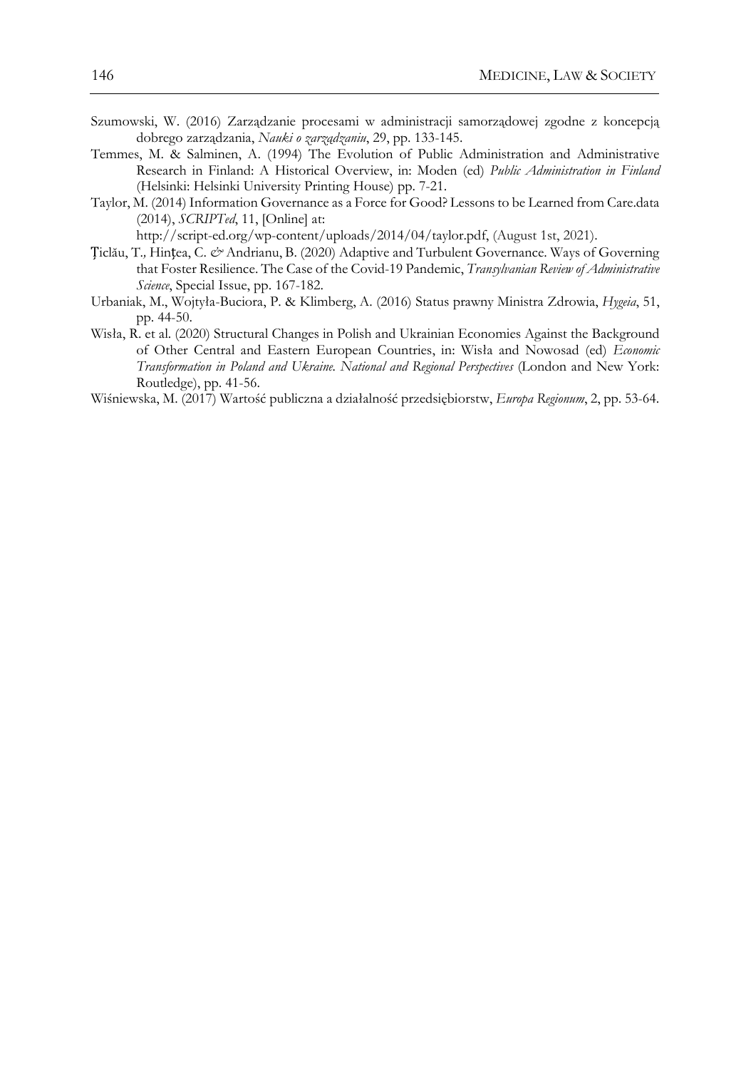Szumowski, W. (2016) Zarządzanie procesami w administracji samorządowej zgodne z koncepcją dobrego zarządzania, *Nauki o zarządzaniu*, 29, pp. 133-145.

Temmes, M. & Salminen, A. (1994) The Evolution of Public Administration and Administrative Research in Finland: A Historical Overview, in: Moden (ed) *Public Administration in Finland* (Helsinki: Helsinki University Printing House) pp. 7-21.

Taylor, M. (2014) Information Governance as a Force for Good? Lessons to be Learned from Care.data (2014), *SCRIPTed*, 11, [Online] at: http://script-ed.org/wp-content/uploads/2014/04/taylor.pdf, (August 1st, 2021).

Ţiclău, T., Hinţea, C. & Andrianu, B. (2020) Adaptive and Turbulent Governance. Ways of Governing that Foster Resilience. The Case of the Covid-19 Pandemic, *Transylvanian Review of Administrative Science*, Special Issue, pp. 167-182.

Urbaniak, M., Wojtyła-Buciora, P. & Klimberg, A. (2016) Status prawny Ministra Zdrowia, *Hygeia*, 51, pp. 44-50.

Wisła, R. et al. (2020) Structural Changes in Polish and Ukrainian Economies Against the Background of Other Central and Eastern European Countries, in: Wisła and Nowosad (ed) *Economic Transformation in Poland and Ukraine. National and Regional Perspectives* (London and New York: Routledge), pp. 41-56.

Wiśniewska, M. (2017) Wartość publiczna a działalność przedsiębiorstw, *Europa Regionum*, 2, pp. 53-64.